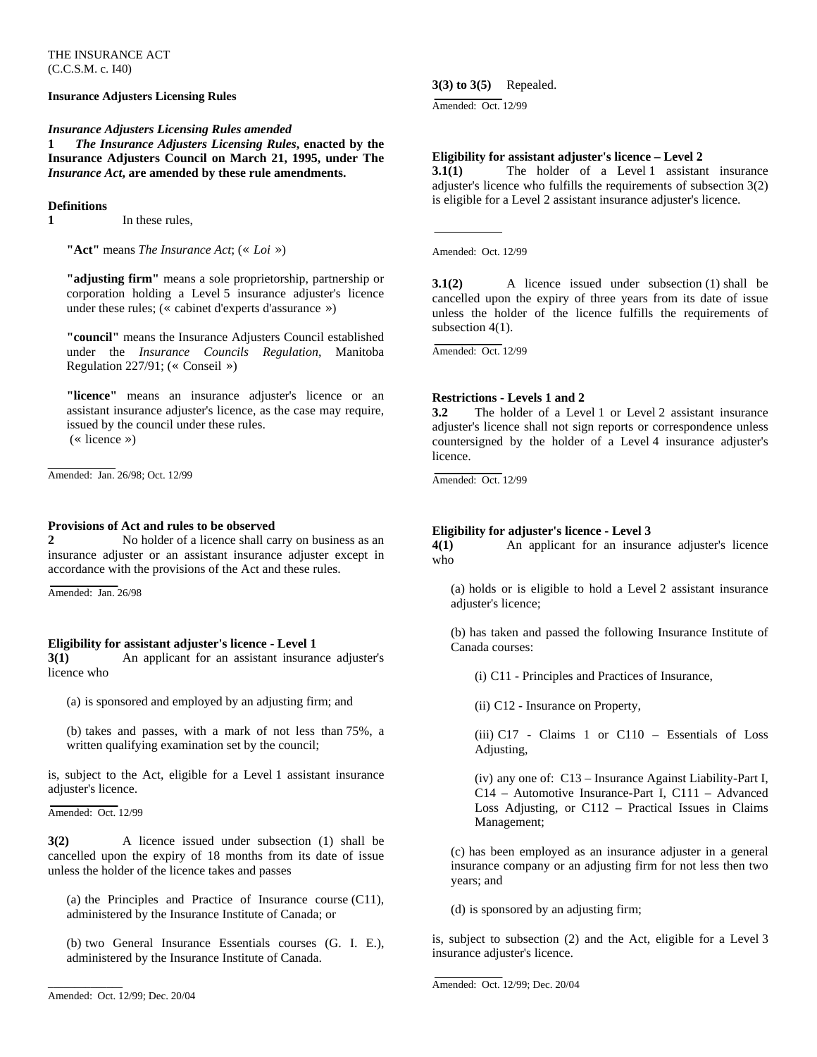THE INSURANCE ACT
(C.C.S.M. c. I40)

**Insurance Adjusters Licensing Rules**

***Insurance Adjusters Licensing Rules amended***

**1** ***The Insurance Adjusters Licensing Rules*****, enacted by the Insurance Adjusters Council on March 21, 1995, under The** ***Insurance Act*****, are amended by these rule amendments.**

**Definitions**

**1** In these rules,

**"Act"** means *The Insurance Act*; (« *Loi* »)

**"adjusting firm"** means a sole proprietorship, partnership or corporation holding a Level 5 insurance adjuster's licence under these rules; (« cabinet d'experts d'assurance »)

**"council"** means the Insurance Adjusters Council established under the *Insurance Councils Regulation*, Manitoba Regulation 227/91; (« Conseil »)

**"licence"** means an insurance adjuster's licence or an assistant insurance adjuster's licence, as the case may require, issued by the council under these rules. (« licence »)

Amended: Jan. 26/98; Oct. 12/99

**Provisions of Act and rules to be observed**

**2** No holder of a licence shall carry on business as an insurance adjuster or an assistant insurance adjuster except in accordance with the provisions of the Act and these rules.

Amended: Jan. 26/98

**Eligibility for assistant adjuster's licence - Level 1**

**3(1)** An applicant for an assistant insurance adjuster's licence who

(a) is sponsored and employed by an adjusting firm; and

(b) takes and passes, with a mark of not less than 75%, a written qualifying examination set by the council;

is, subject to the Act, eligible for a Level 1 assistant insurance adjuster's licence.

Amended: Oct. 12/99

**3(2)** A licence issued under subsection (1) shall be cancelled upon the expiry of 18 months from its date of issue unless the holder of the licence takes and passes

(a) the Principles and Practice of Insurance course (C11), administered by the Insurance Institute of Canada; or

(b) two General Insurance Essentials courses (G. I. E.), administered by the Insurance Institute of Canada.

Amended: Oct. 12/99; Dec. 20/04

**3(3) to 3(5)** Repealed.

Amended: Oct. 12/99

**Eligibility for assistant adjuster's licence – Level 2**

**3.1(1)** The holder of a Level 1 assistant insurance adjuster's licence who fulfills the requirements of subsection 3(2) is eligible for a Level 2 assistant insurance adjuster's licence.

Amended: Oct. 12/99

**3.1(2)** A licence issued under subsection (1) shall be cancelled upon the expiry of three years from its date of issue unless the holder of the licence fulfills the requirements of subsection 4(1).

Amended: Oct. 12/99

**Restrictions - Levels 1 and 2**

**3.2** The holder of a Level 1 or Level 2 assistant insurance adjuster's licence shall not sign reports or correspondence unless countersigned by the holder of a Level 4 insurance adjuster's licence.

Amended: Oct. 12/99

**Eligibility for adjuster's licence - Level 3**

**4(1)** An applicant for an insurance adjuster's licence who

(a) holds or is eligible to hold a Level 2 assistant insurance adjuster's licence;

(b) has taken and passed the following Insurance Institute of Canada courses:

(i) C11 - Principles and Practices of Insurance,

(ii) C12 - Insurance on Property,

(iii) C17 - Claims 1 or C110 – Essentials of Loss Adjusting,

(iv) any one of: C13 – Insurance Against Liability-Part I, C14 – Automotive Insurance-Part I, C111 – Advanced Loss Adjusting, or C112 – Practical Issues in Claims Management;

(c) has been employed as an insurance adjuster in a general insurance company or an adjusting firm for not less then two years; and

(d) is sponsored by an adjusting firm;

is, subject to subsection (2) and the Act, eligible for a Level 3 insurance adjuster's licence.

Amended: Oct. 12/99; Dec. 20/04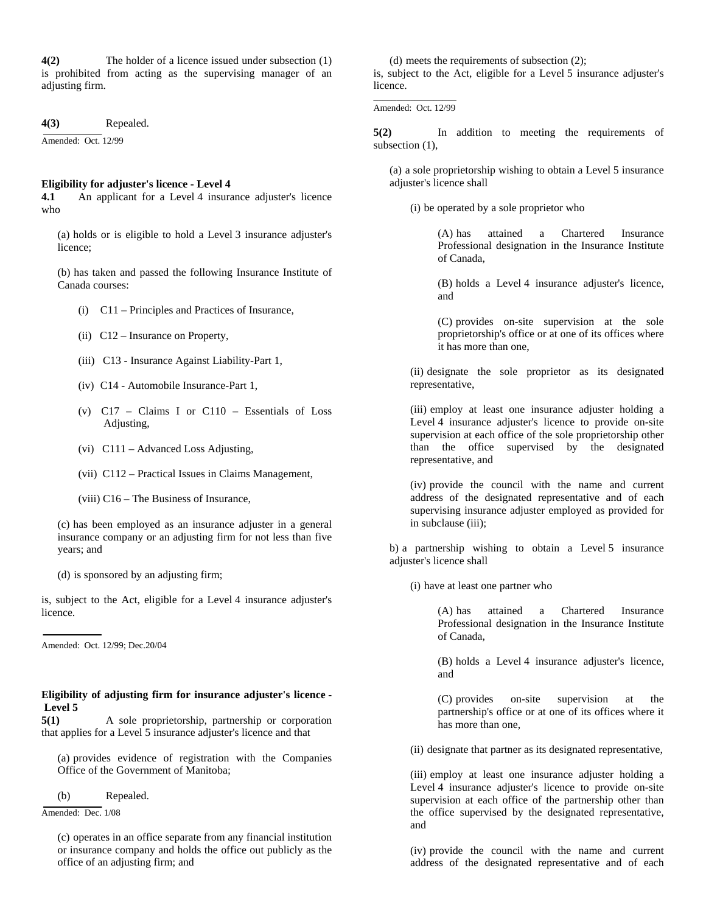**4(2)** The holder of a licence issued under subsection (1) is prohibited from acting as the supervising manager of an adjusting firm.

**4(3)** Repealed.

Amended: Oct. 12/99

**Eligibility for adjuster's licence - Level 4**

**4.1** An applicant for a Level 4 insurance adjuster's licence who

(a) holds or is eligible to hold a Level 3 insurance adjuster's licence;

(b) has taken and passed the following Insurance Institute of Canada courses:

(i) C11 – Principles and Practices of Insurance,

(ii) C12 – Insurance on Property,

(iii) C13 - Insurance Against Liability-Part 1,

(iv) C14 - Automobile Insurance-Part 1,

(v) C17 – Claims I or C110 – Essentials of Loss Adjusting,

(vi) C111 – Advanced Loss Adjusting,

(vii) C112 – Practical Issues in Claims Management,

(viii) C16 – The Business of Insurance,

(c) has been employed as an insurance adjuster in a general insurance company or an adjusting firm for not less than five years; and

(d) is sponsored by an adjusting firm;

is, subject to the Act, eligible for a Level 4 insurance adjuster's licence.

Amended: Oct. 12/99; Dec.20/04

**Eligibility of adjusting firm for insurance adjuster's licence - Level 5**

**5(1)** A sole proprietorship, partnership or corporation that applies for a Level 5 insurance adjuster's licence and that

(a) provides evidence of registration with the Companies Office of the Government of Manitoba;

(b) Repealed.

Amended: Dec. 1/08

(c) operates in an office separate from any financial institution or insurance company and holds the office out publicly as the office of an adjusting firm; and

(d) meets the requirements of subsection (2);

is, subject to the Act, eligible for a Level 5 insurance adjuster's licence.

Amended: Oct. 12/99

**5(2)** In addition to meeting the requirements of subsection (1),

(a) a sole proprietorship wishing to obtain a Level 5 insurance adjuster's licence shall

(i) be operated by a sole proprietor who

(A) has attained a Chartered Insurance Professional designation in the Insurance Institute of Canada,

(B) holds a Level 4 insurance adjuster's licence, and

(C) provides on-site supervision at the sole proprietorship's office or at one of its offices where it has more than one,

(ii) designate the sole proprietor as its designated representative,

(iii) employ at least one insurance adjuster holding a Level 4 insurance adjuster's licence to provide on-site supervision at each office of the sole proprietorship other than the office supervised by the designated representative, and

(iv) provide the council with the name and current address of the designated representative and of each supervising insurance adjuster employed as provided for in subclause (iii);

b) a partnership wishing to obtain a Level 5 insurance adjuster's licence shall

(i) have at least one partner who

(A) has attained a Chartered Insurance Professional designation in the Insurance Institute of Canada,

(B) holds a Level 4 insurance adjuster's licence, and

(C) provides on-site supervision at the partnership's office or at one of its offices where it has more than one,

(ii) designate that partner as its designated representative,

(iii) employ at least one insurance adjuster holding a Level 4 insurance adjuster's licence to provide on-site supervision at each office of the partnership other than the office supervised by the designated representative, and

(iv) provide the council with the name and current address of the designated representative and of each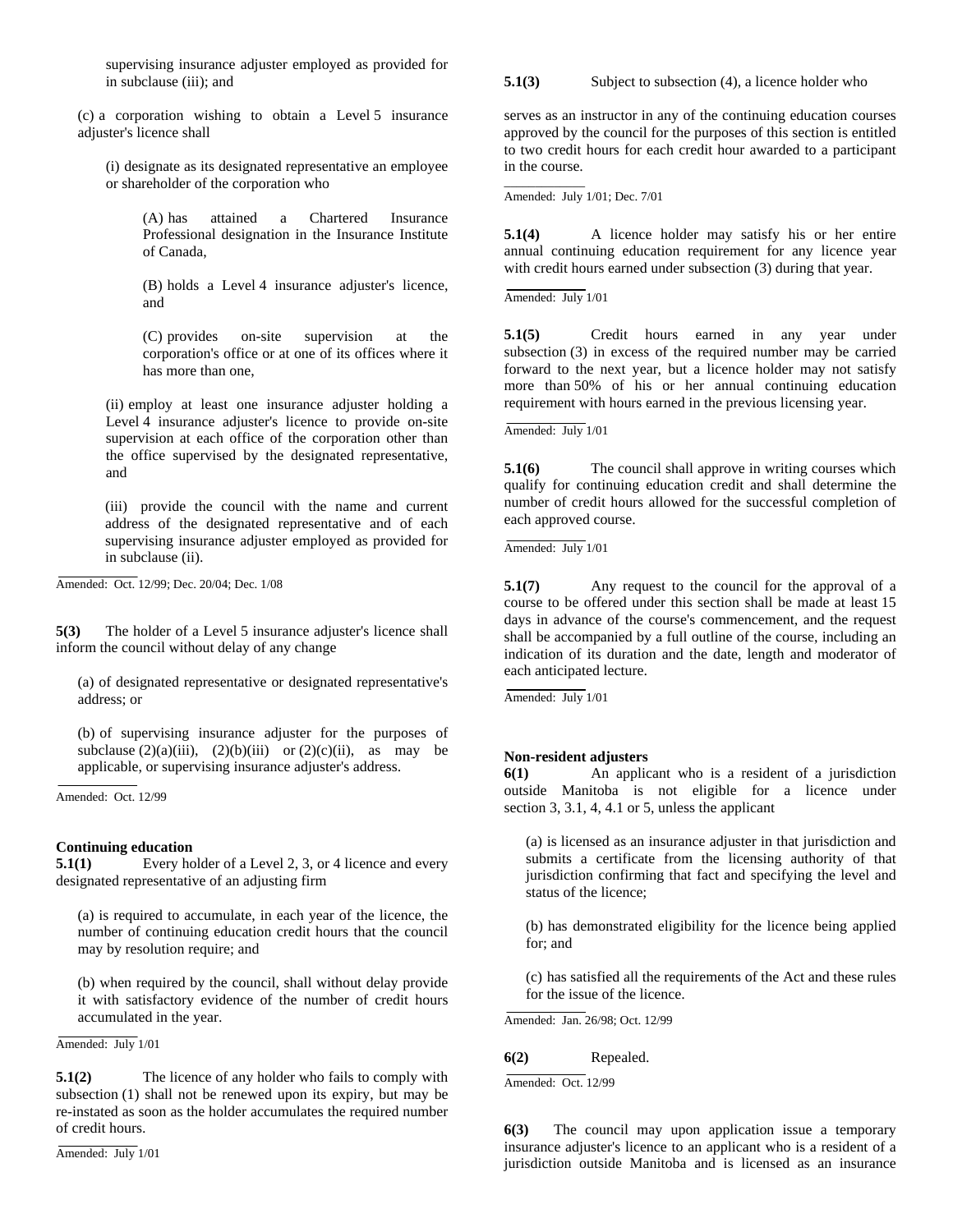supervising insurance adjuster employed as provided for in subclause (iii); and

(c) a corporation wishing to obtain a Level 5 insurance adjuster's licence shall

(i) designate as its designated representative an employee or shareholder of the corporation who

(A) has attained a Chartered Insurance Professional designation in the Insurance Institute of Canada,

(B) holds a Level 4 insurance adjuster's licence, and

(C) provides on-site supervision at the corporation's office or at one of its offices where it has more than one,

(ii) employ at least one insurance adjuster holding a Level 4 insurance adjuster's licence to provide on-site supervision at each office of the corporation other than the office supervised by the designated representative, and

(iii) provide the council with the name and current address of the designated representative and of each supervising insurance adjuster employed as provided for in subclause (ii).

Amended: Oct. 12/99; Dec. 20/04; Dec. 1/08

**5(3)** The holder of a Level 5 insurance adjuster's licence shall inform the council without delay of any change

(a) of designated representative or designated representative's address; or

(b) of supervising insurance adjuster for the purposes of subclause (2)(a)(iii), (2)(b)(iii) or (2)(c)(ii), as may be applicable, or supervising insurance adjuster's address.

Amended: Oct. 12/99

**Continuing education**

**5.1(1)** Every holder of a Level 2, 3, or 4 licence and every designated representative of an adjusting firm

(a) is required to accumulate, in each year of the licence, the number of continuing education credit hours that the council may by resolution require; and

(b) when required by the council, shall without delay provide it with satisfactory evidence of the number of credit hours accumulated in the year.

Amended: July 1/01

**5.1(2)** The licence of any holder who fails to comply with subsection (1) shall not be renewed upon its expiry, but may be re-instated as soon as the holder accumulates the required number of credit hours.

Amended: July 1/01

**5.1(3)** Subject to subsection (4), a licence holder who serves as an instructor in any of the continuing education courses approved by the council for the purposes of this section is entitled to two credit hours for each credit hour awarded to a participant in the course.

Amended: July 1/01; Dec. 7/01

**5.1(4)** A licence holder may satisfy his or her entire annual continuing education requirement for any licence year with credit hours earned under subsection (3) during that year.

Amended: July 1/01

**5.1(5)** Credit hours earned in any year under subsection (3) in excess of the required number may be carried forward to the next year, but a licence holder may not satisfy more than 50% of his or her annual continuing education requirement with hours earned in the previous licensing year.

Amended: July 1/01

**5.1(6)** The council shall approve in writing courses which qualify for continuing education credit and shall determine the number of credit hours allowed for the successful completion of each approved course.

Amended: July 1/01

**5.1(7)** Any request to the council for the approval of a course to be offered under this section shall be made at least 15 days in advance of the course's commencement, and the request shall be accompanied by a full outline of the course, including an indication of its duration and the date, length and moderator of each anticipated lecture.

Amended: July 1/01

**Non-resident adjusters**

**6(1)** An applicant who is a resident of a jurisdiction outside Manitoba is not eligible for a licence under section 3, 3.1, 4, 4.1 or 5, unless the applicant

(a) is licensed as an insurance adjuster in that jurisdiction and submits a certificate from the licensing authority of that jurisdiction confirming that fact and specifying the level and status of the licence;

(b) has demonstrated eligibility for the licence being applied for; and

(c) has satisfied all the requirements of the Act and these rules for the issue of the licence.

Amended: Jan. 26/98; Oct. 12/99

**6(2)** Repealed.

Amended: Oct. 12/99

**6(3)** The council may upon application issue a temporary insurance adjuster's licence to an applicant who is a resident of a jurisdiction outside Manitoba and is licensed as an insurance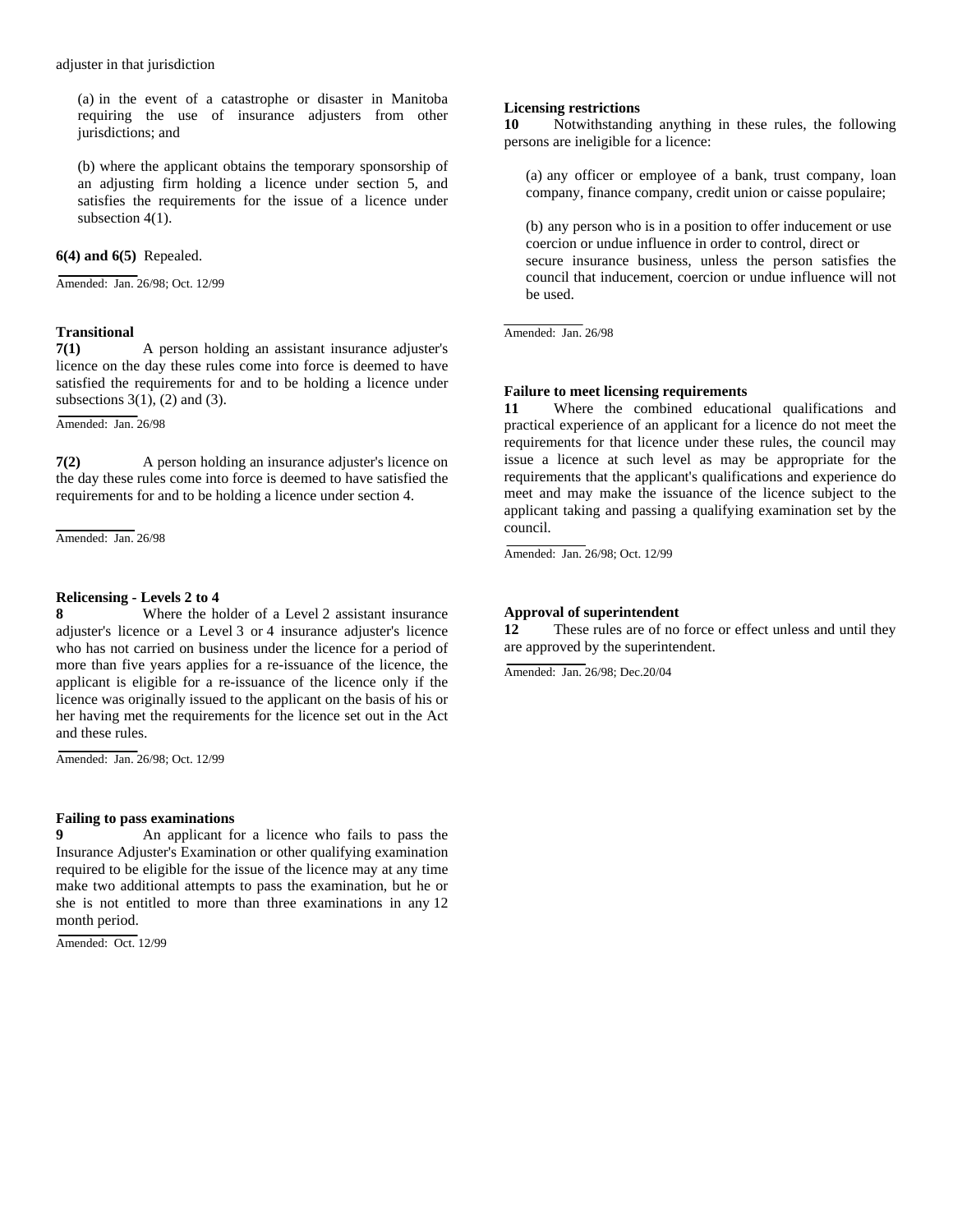adjuster in that jurisdiction

(a) in the event of a catastrophe or disaster in Manitoba requiring the use of insurance adjusters from other jurisdictions; and

(b) where the applicant obtains the temporary sponsorship of an adjusting firm holding a licence under section 5, and satisfies the requirements for the issue of a licence under subsection 4(1).

**6(4) and 6(5)** Repealed.

Amended: Jan. 26/98; Oct. 12/99

**Transitional**

**7(1)** A person holding an assistant insurance adjuster's licence on the day these rules come into force is deemed to have satisfied the requirements for and to be holding a licence under subsections 3(1), (2) and (3).

Amended: Jan. 26/98

**7(2)** A person holding an insurance adjuster's licence on the day these rules come into force is deemed to have satisfied the requirements for and to be holding a licence under section 4.

Amended: Jan. 26/98

**Relicensing - Levels 2 to 4**

**8** Where the holder of a Level 2 assistant insurance adjuster's licence or a Level 3 or 4 insurance adjuster's licence who has not carried on business under the licence for a period of more than five years applies for a re-issuance of the licence, the applicant is eligible for a re-issuance of the licence only if the licence was originally issued to the applicant on the basis of his or her having met the requirements for the licence set out in the Act and these rules.

Amended: Jan. 26/98; Oct. 12/99

**Failing to pass examinations**

**9** An applicant for a licence who fails to pass the Insurance Adjuster's Examination or other qualifying examination required to be eligible for the issue of the licence may at any time make two additional attempts to pass the examination, but he or she is not entitled to more than three examinations in any 12 month period.

Amended: Oct. 12/99

**Licensing restrictions**

**10** Notwithstanding anything in these rules, the following persons are ineligible for a licence:

(a) any officer or employee of a bank, trust company, loan company, finance company, credit union or caisse populaire;

(b) any person who is in a position to offer inducement or use coercion or undue influence in order to control, direct or secure insurance business, unless the person satisfies the council that inducement, coercion or undue influence will not be used.

Amended: Jan. 26/98

**Failure to meet licensing requirements**

**11** Where the combined educational qualifications and practical experience of an applicant for a licence do not meet the requirements for that licence under these rules, the council may issue a licence at such level as may be appropriate for the requirements that the applicant's qualifications and experience do meet and may make the issuance of the licence subject to the applicant taking and passing a qualifying examination set by the council.

Amended: Jan. 26/98; Oct. 12/99

**Approval of superintendent**

**12** These rules are of no force or effect unless and until they are approved by the superintendent.

Amended: Jan. 26/98; Dec.20/04